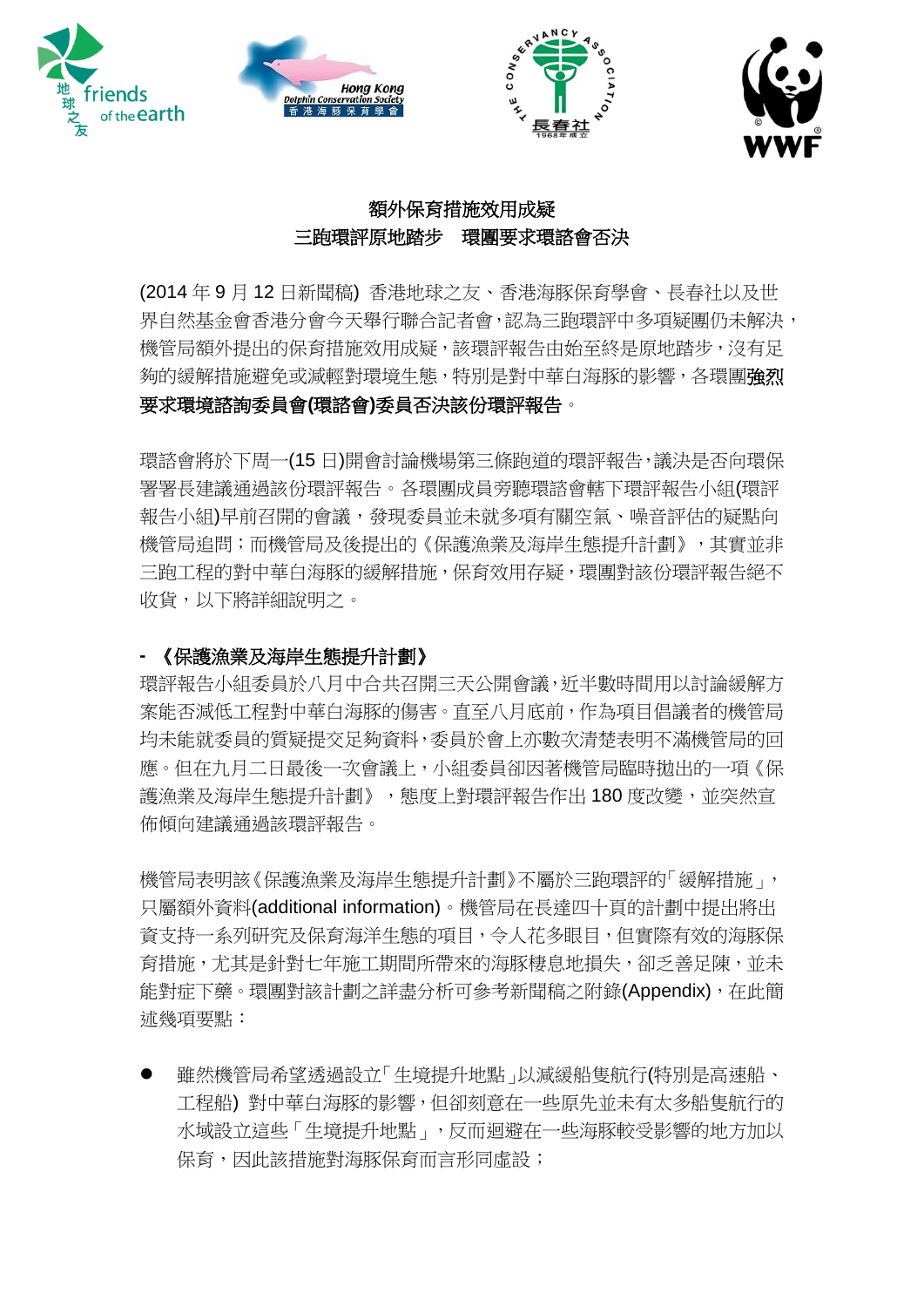## 額外保育措施效用成疑
## 三跑環評原地踏步　環團要求環諮會否決

(2014 年 9 月 12 日新聞稿) 香港地球之友、香港海豚保育學會、長春社以及世界自然基金會香港分會今天舉行聯合記者會，認為三跑環評中多項疑團仍未解決，機管局額外提出的保育措施效用成疑，該環評報告由始至終是原地踏步，沒有足夠的緩解措施避免或減輕對環境生態，特別是對中華白海豚的影響，各環團**強烈要求環境諮詢委員會(環諮會)委員否決該份環評報告**。

環諮會將於下周一(15 日)開會討論機場第三條跑道的環評報告，議決是否向環保署署長建議通過該份環評報告。各環團成員旁聽環諮會轄下環評報告小組(環評報告小組)早前召開的會議，發現委員並未就多項有關空氣、噪音評估的疑點向機管局追問；而機管局及後提出的《保護漁業及海岸生態提升計劃》，其實並非三跑工程的對中華白海豚的緩解措施，保育效用存疑，環團對該份環評報告絕不收貨，以下將詳細說明之。

**- 《保護漁業及海岸生態提升計劃》**

環評報告小組委員於八月中合共召開三天公開會議，近半數時間用以討論緩解方案能否減低工程對中華白海豚的傷害。直至八月底前，作為項目倡議者的機管局均未能就委員的質疑提交足夠資料，委員於會上亦數次清楚表明不滿機管局的回應。但在九月二日最後一次會議上，小組委員卻因著機管局臨時拋出的一項《保護漁業及海岸生態提升計劃》，態度上對環評報告作出 180 度改變，並突然宣佈傾向建議通過該環評報告。

機管局表明該《保護漁業及海岸生態提升計劃》不屬於三跑環評的「緩解措施」，只屬額外資料(additional information)。機管局在長達四十頁的計劃中提出將出資支持一系列研究及保育海洋生態的項目，令人花多眼目，但實際有效的海豚保育措施，尤其是針對七年施工期間所帶來的海豚棲息地損失，卻乏善足陳，並未能對症下藥。環團對該計劃之詳盡分析可參考新聞稿之附錄(Appendix)，在此簡述幾項要點：

- 雖然機管局希望透過設立「生境提升地點」以減緩船隻航行(特別是高速船、工程船) 對中華白海豚的影響，但卻刻意在一些原先並未有太多船隻航行的水域設立這些「生境提升地點」，反而迴避在一些海豚較受影響的地方加以保育，因此該措施對海豚保育而言形同虛設；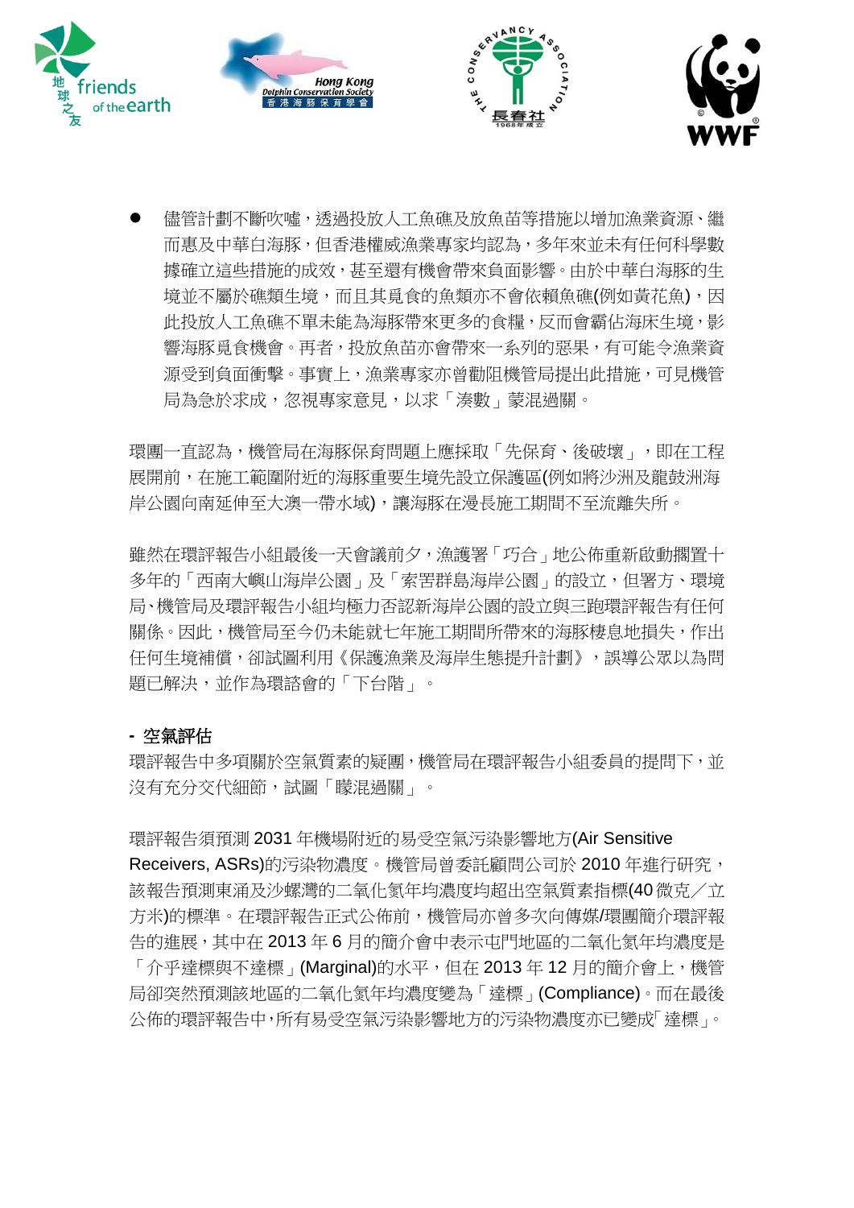- 儘管計劃不斷吹噓，透過投放人工魚礁及放魚苗等措施以增加漁業資源、繼而惠及中華白海豚，但香港權威漁業專家均認為，多年來並未有任何科學數據確立這些措施的成效，甚至還有機會帶來負面影響。由於中華白海豚的生境並不屬於礁類生境，而且其覓食的魚類亦不會依賴魚礁(例如黃花魚)，因此投放人工魚礁不單未能為海豚帶來更多的食糧，反而會霸佔海床生境，影響海豚覓食機會。再者，投放魚苗亦會帶來一系列的惡果，有可能令漁業資源受到負面衝擊。事實上，漁業專家亦曾勸阻機管局提出此措施，可見機管局為急於求成，忽視專家意見，以求「湊數」蒙混過關。

環團一直認為，機管局在海豚保育問題上應採取「先保育、後破壞」，即在工程展開前，在施工範圍附近的海豚重要生境先設立保護區(例如將沙洲及龍鼓洲海岸公園向南延伸至大澳一帶水域)，讓海豚在漫長施工期間不至流離失所。

雖然在環評報告小組最後一天會議前夕，漁護署「巧合」地公佈重新啟動擱置十多年的「西南大嶼山海岸公園」及「索罟群島海岸公園」的設立，但署方、環境局、機管局及環評報告小組均極力否認新海岸公園的設立與三跑環評報告有任何關係。因此，機管局至今仍未能就七年施工期間所帶來的海豚棲息地損失，作出任何生境補償，卻試圖利用《保護漁業及海岸生態提升計劃》，誤導公眾以為問題已解決，並作為環諮會的「下台階」。

**- 空氣評估**

環評報告中多項關於空氣質素的疑團，機管局在環評報告小組委員的提問下，並沒有充分交代細節，試圖「矇混過關」。

環評報告須預測 2031 年機場附近的易受空氣污染影響地方(Air Sensitive Receivers, ASRs)的污染物濃度。機管局曾委託顧問公司於 2010 年進行研究，該報告預測東涌及沙螺灣的二氧化氮年均濃度均超出空氣質素指標(40 微克／立方米)的標準。在環評報告正式公佈前，機管局亦曾多次向傳媒/環團簡介環評報告的進展，其中在 2013 年 6 月的簡介會中表示屯門地區的二氧化氮年均濃度是「介乎達標與不達標」(Marginal)的水平，但在 2013 年 12 月的簡介會上，機管局卻突然預測該地區的二氧化氮年均濃度變為「達標」(Compliance)。而在最後公佈的環評報告中，所有易受空氣污染影響地方的污染物濃度亦已變成「達標」。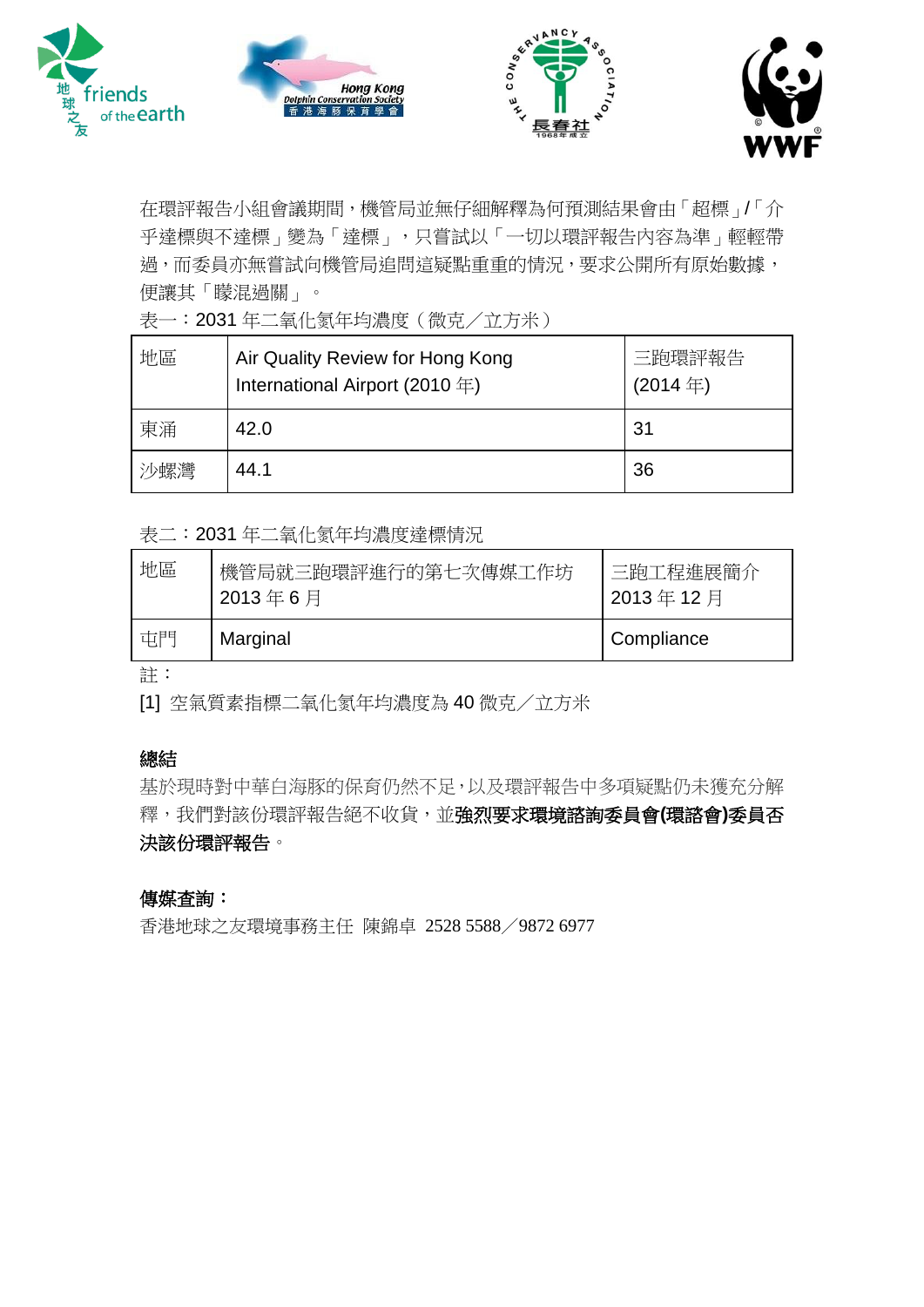在環評報告小組會議期間，機管局並無仔細解釋為何預測結果會由「超標」/「介乎達標與不達標」變為「達標」，只嘗試以「一切以環評報告內容為準」輕輕帶過，而委員亦無嘗試向機管局追問這疑點重重的情況，要求公開所有原始數據，便讓其「矇混過關」。

表一：2031 年二氧化氮年均濃度（微克／立方米）

| 地區 | Air Quality Review for Hong Kong International Airport (2010 年) | 三跑環評報告 (2014 年) |
|---|---|---|
| 東涌 | 42.0 | 31 |
| 沙螺灣 | 44.1 | 36 |

表二：2031 年二氧化氮年均濃度達標情況

| 地區 | 機管局就三跑環評進行的第七次傳媒工作坊 2013 年 6 月 | 三跑工程進展簡介 2013 年 12 月 |
|---|---|---|
| 屯門 | Marginal | Compliance |

註：

[1] 空氣質素指標二氧化氮年均濃度為 40 微克／立方米

**總結**

基於現時對中華白海豚的保育仍然不足，以及環評報告中多項疑點仍未獲充分解釋，我們對該份環評報告絕不收貨，並**強烈要求環境諮詢委員會(環諮會)委員否決該份環評報告**。

**傳媒查詢：**

香港地球之友環境事務主任 陳錦卓 2528 5588／9872 6977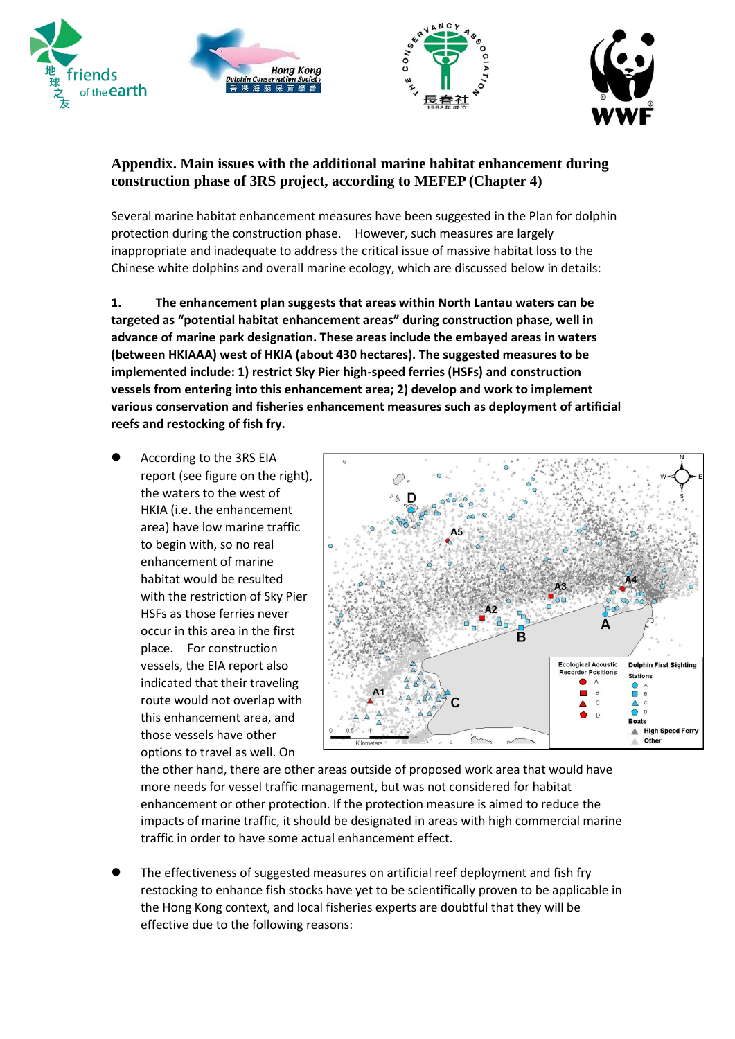## Appendix. Main issues with the additional marine habitat enhancement during construction phase of 3RS project, according to MEFEP (Chapter 4)

Several marine habitat enhancement measures have been suggested in the Plan for dolphin protection during the construction phase. However, such measures are largely inappropriate and inadequate to address the critical issue of massive habitat loss to the Chinese white dolphins and overall marine ecology, which are discussed below in details:

**1. The enhancement plan suggests that areas within North Lantau waters can be targeted as "potential habitat enhancement areas" during construction phase, well in advance of marine park designation. These areas include the embayed areas in waters (between HKIAAA) west of HKIA (about 430 hectares). The suggested measures to be implemented include: 1) restrict Sky Pier high-speed ferries (HSFs) and construction vessels from entering into this enhancement area; 2) develop and work to implement various conservation and fisheries enhancement measures such as deployment of artificial reefs and restocking of fish fry.**

- According to the 3RS EIA report (see figure on the right), the waters to the west of HKIA (i.e. the enhancement area) have low marine traffic to begin with, so no real enhancement of marine habitat would be resulted with the restriction of Sky Pier HSFs as those ferries never occur in this area in the first place. For construction vessels, the EIA report also indicated that their traveling route would not overlap with this enhancement area, and those vessels have other options to travel as well. On the other hand, there are other areas outside of proposed work area that would have more needs for vessel traffic management, but was not considered for habitat enhancement or other protection. If the protection measure is aimed to reduce the impacts of marine traffic, it should be designated in areas with high commercial marine traffic in order to have some actual enhancement effect.

- The effectiveness of suggested measures on artificial reef deployment and fish fry restocking to enhance fish stocks have yet to be scientifically proven to be applicable in the Hong Kong context, and local fisheries experts are doubtful that they will be effective due to the following reasons: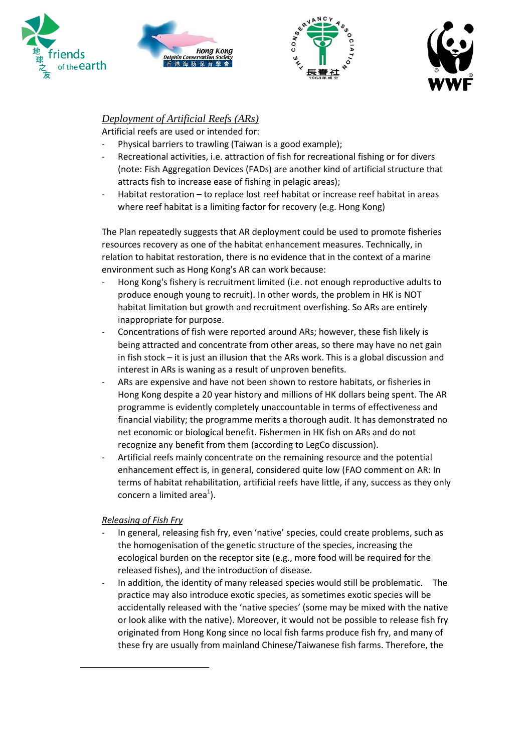*Deployment of Artificial Reefs (ARs)*

Artificial reefs are used or intended for:

- Physical barriers to trawling (Taiwan is a good example);
- Recreational activities, i.e. attraction of fish for recreational fishing or for divers (note: Fish Aggregation Devices (FADs) are another kind of artificial structure that attracts fish to increase ease of fishing in pelagic areas);
- Habitat restoration – to replace lost reef habitat or increase reef habitat in areas where reef habitat is a limiting factor for recovery (e.g. Hong Kong)

The Plan repeatedly suggests that AR deployment could be used to promote fisheries resources recovery as one of the habitat enhancement measures. Technically, in relation to habitat restoration, there is no evidence that in the context of a marine environment such as Hong Kong's AR can work because:

- Hong Kong's fishery is recruitment limited (i.e. not enough reproductive adults to produce enough young to recruit). In other words, the problem in HK is NOT habitat limitation but growth and recruitment overfishing. So ARs are entirely inappropriate for purpose.
- Concentrations of fish were reported around ARs; however, these fish likely is being attracted and concentrate from other areas, so there may have no net gain in fish stock – it is just an illusion that the ARs work. This is a global discussion and interest in ARs is waning as a result of unproven benefits.
- ARs are expensive and have not been shown to restore habitats, or fisheries in Hong Kong despite a 20 year history and millions of HK dollars being spent. The AR programme is evidently completely unaccountable in terms of effectiveness and financial viability; the programme merits a thorough audit. It has demonstrated no net economic or biological benefit. Fishermen in HK fish on ARs and do not recognize any benefit from them (according to LegCo discussion).
- Artificial reefs mainly concentrate on the remaining resource and the potential enhancement effect is, in general, considered quite low (FAO comment on AR: In terms of habitat rehabilitation, artificial reefs have little, if any, success as they only concern a limited area[1]).

*Releasing of Fish Fry*

- In general, releasing fish fry, even 'native' species, could create problems, such as the homogenisation of the genetic structure of the species, increasing the ecological burden on the receptor site (e.g., more food will be required for the released fishes), and the introduction of disease.
- In addition, the identity of many released species would still be problematic. The practice may also introduce exotic species, as sometimes exotic species will be accidentally released with the 'native species' (some may be mixed with the native or look alike with the native). Moreover, it would not be possible to release fish fry originated from Hong Kong since no local fish farms produce fish fry, and many of these fry are usually from mainland Chinese/Taiwanese fish farms. Therefore, the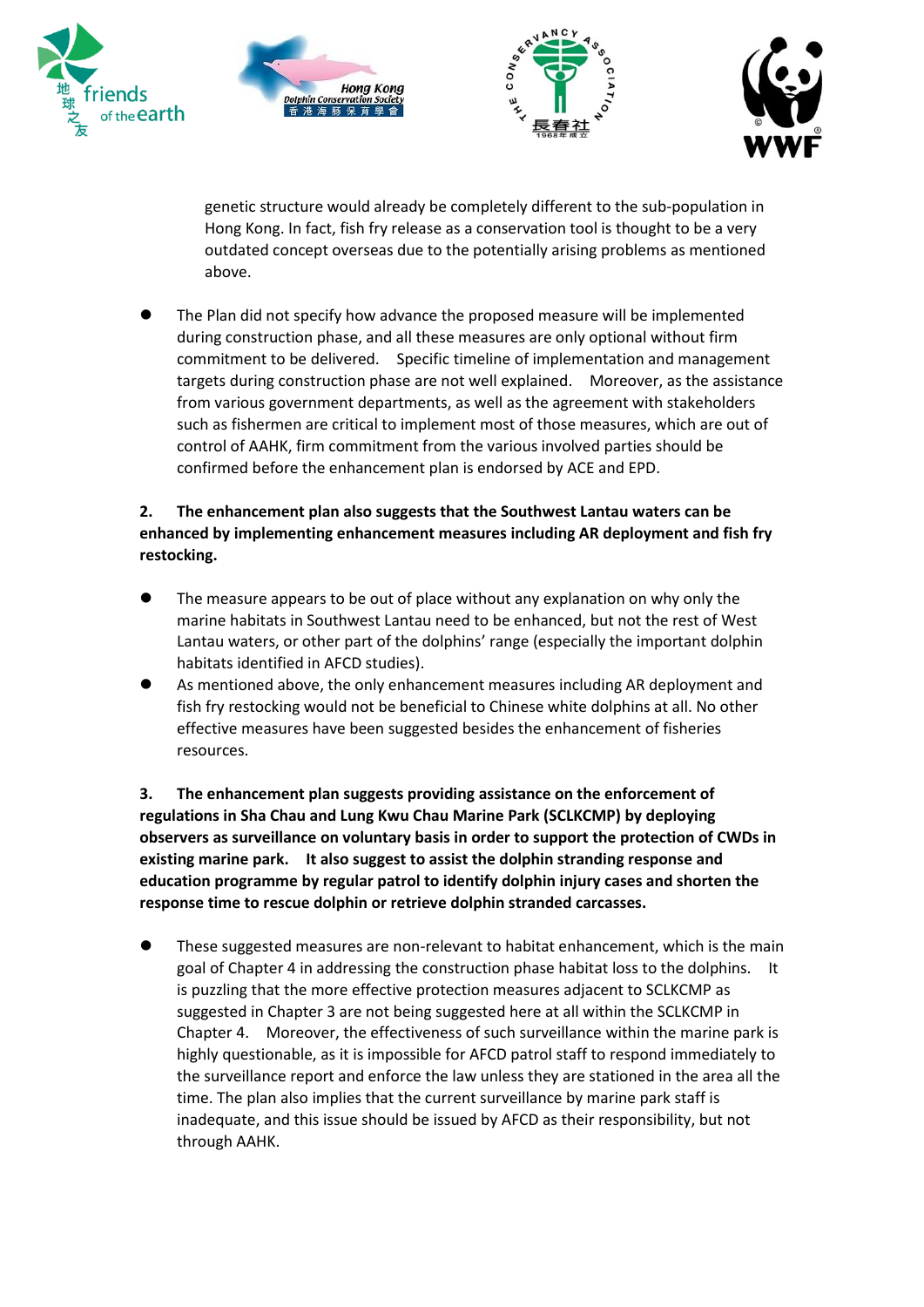genetic structure would already be completely different to the sub-population in Hong Kong. In fact, fish fry release as a conservation tool is thought to be a very outdated concept overseas due to the potentially arising problems as mentioned above.

- The Plan did not specify how advance the proposed measure will be implemented during construction phase, and all these measures are only optional without firm commitment to be delivered. Specific timeline of implementation and management targets during construction phase are not well explained. Moreover, as the assistance from various government departments, as well as the agreement with stakeholders such as fishermen are critical to implement most of those measures, which are out of control of AAHK, firm commitment from the various involved parties should be confirmed before the enhancement plan is endorsed by ACE and EPD.

**2. The enhancement plan also suggests that the Southwest Lantau waters can be enhanced by implementing enhancement measures including AR deployment and fish fry restocking.**

- The measure appears to be out of place without any explanation on why only the marine habitats in Southwest Lantau need to be enhanced, but not the rest of West Lantau waters, or other part of the dolphins' range (especially the important dolphin habitats identified in AFCD studies).
- As mentioned above, the only enhancement measures including AR deployment and fish fry restocking would not be beneficial to Chinese white dolphins at all. No other effective measures have been suggested besides the enhancement of fisheries resources.

**3. The enhancement plan suggests providing assistance on the enforcement of regulations in Sha Chau and Lung Kwu Chau Marine Park (SCLKCMP) by deploying observers as surveillance on voluntary basis in order to support the protection of CWDs in existing marine park. It also suggest to assist the dolphin stranding response and education programme by regular patrol to identify dolphin injury cases and shorten the response time to rescue dolphin or retrieve dolphin stranded carcasses.**

- These suggested measures are non-relevant to habitat enhancement, which is the main goal of Chapter 4 in addressing the construction phase habitat loss to the dolphins. It is puzzling that the more effective protection measures adjacent to SCLKCMP as suggested in Chapter 3 are not being suggested here at all within the SCLKCMP in Chapter 4. Moreover, the effectiveness of such surveillance within the marine park is highly questionable, as it is impossible for AFCD patrol staff to respond immediately to the surveillance report and enforce the law unless they are stationed in the area all the time. The plan also implies that the current surveillance by marine park staff is inadequate, and this issue should be issued by AFCD as their responsibility, but not through AAHK.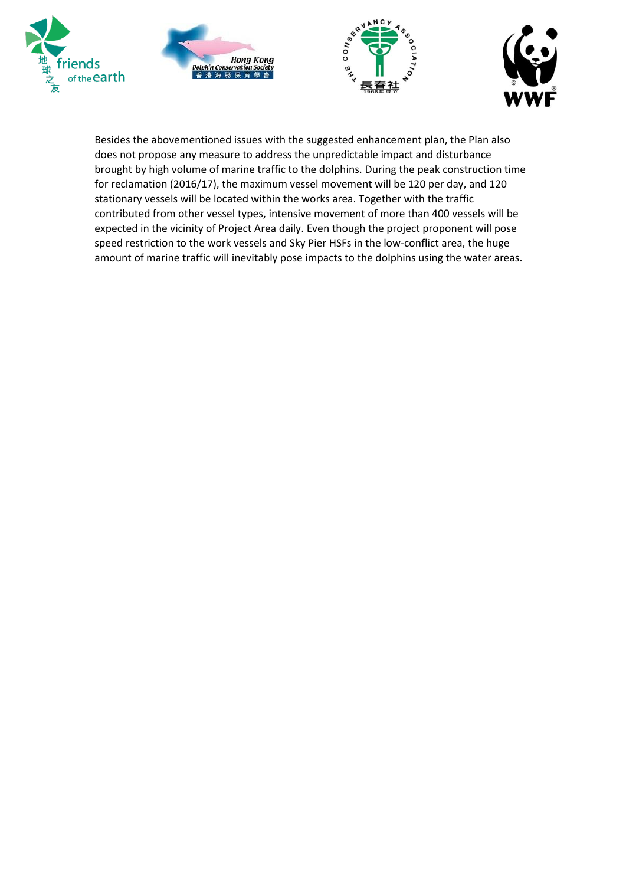Besides the abovementioned issues with the suggested enhancement plan, the Plan also does not propose any measure to address the unpredictable impact and disturbance brought by high volume of marine traffic to the dolphins. During the peak construction time for reclamation (2016/17), the maximum vessel movement will be 120 per day, and 120 stationary vessels will be located within the works area. Together with the traffic contributed from other vessel types, intensive movement of more than 400 vessels will be expected in the vicinity of Project Area daily. Even though the project proponent will pose speed restriction to the work vessels and Sky Pier HSFs in the low-conflict area, the huge amount of marine traffic will inevitably pose impacts to the dolphins using the water areas.